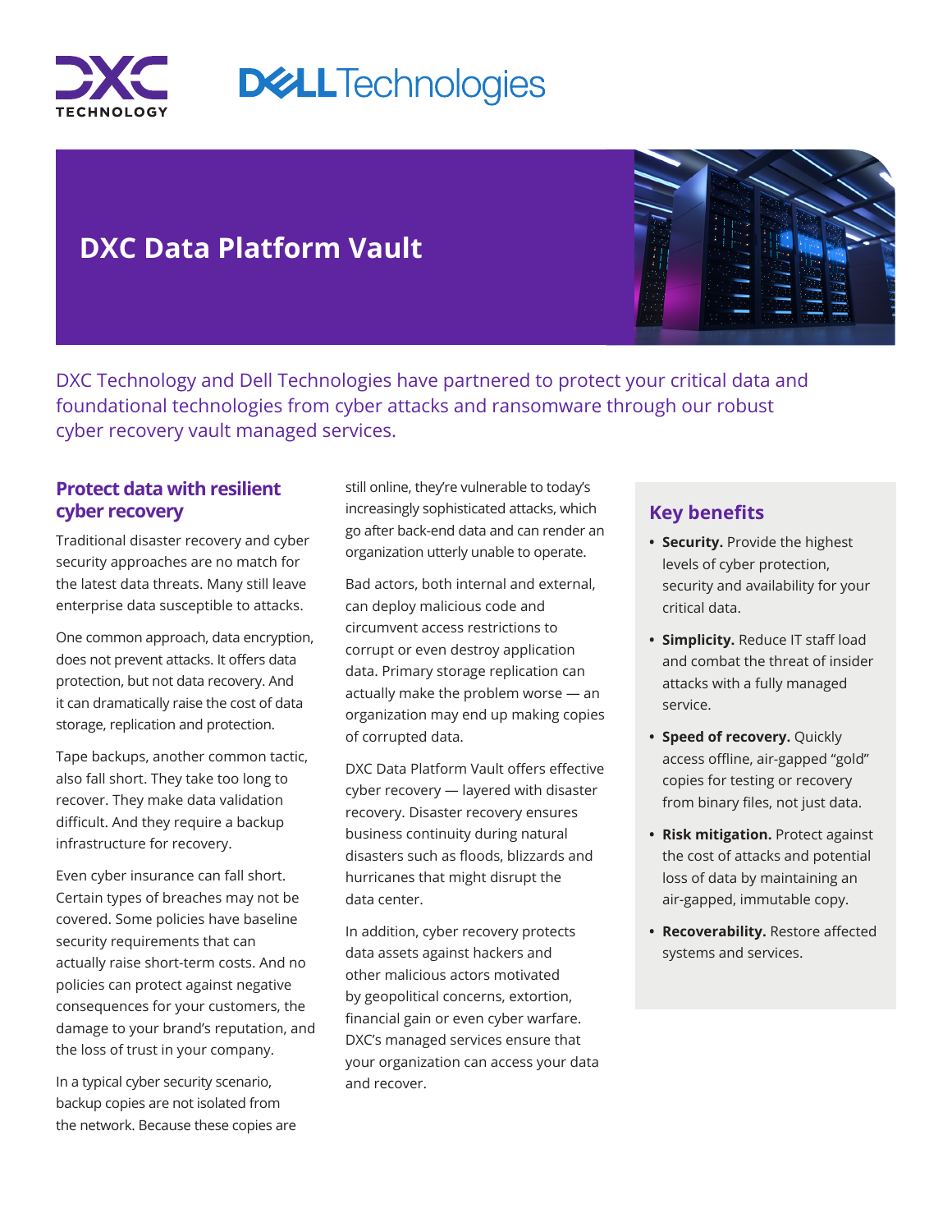# DXC Data Platform Vault

DXC Technology and Dell Technologies have partnered to protect your critical data and foundational technologies from cyber attacks and ransomware through our robust cyber recovery vault managed services.

## Protect data with resilient cyber recovery

Traditional disaster recovery and cyber security approaches are no match for the latest data threats. Many still leave enterprise data susceptible to attacks.

One common approach, data encryption, does not prevent attacks. It offers data protection, but not data recovery. And it can dramatically raise the cost of data storage, replication and protection.

Tape backups, another common tactic, also fall short. They take too long to recover. They make data validation difficult. And they require a backup infrastructure for recovery.

Even cyber insurance can fall short. Certain types of breaches may not be covered. Some policies have baseline security requirements that can actually raise short-term costs. And no policies can protect against negative consequences for your customers, the damage to your brand's reputation, and the loss of trust in your company.

In a typical cyber security scenario, backup copies are not isolated from the network. Because these copies are still online, they're vulnerable to today's increasingly sophisticated attacks, which go after back-end data and can render an organization utterly unable to operate.

Bad actors, both internal and external, can deploy malicious code and circumvent access restrictions to corrupt or even destroy application data. Primary storage replication can actually make the problem worse — an organization may end up making copies of corrupted data.

DXC Data Platform Vault offers effective cyber recovery — layered with disaster recovery. Disaster recovery ensures business continuity during natural disasters such as floods, blizzards and hurricanes that might disrupt the data center.

In addition, cyber recovery protects data assets against hackers and other malicious actors motivated by geopolitical concerns, extortion, financial gain or even cyber warfare. DXC's managed services ensure that your organization can access your data and recover.

## Key benefits

- **Security.** Provide the highest levels of cyber protection, security and availability for your critical data.
- **Simplicity.** Reduce IT staff load and combat the threat of insider attacks with a fully managed service.
- **Speed of recovery.** Quickly access offline, air-gapped "gold" copies for testing or recovery from binary files, not just data.
- **Risk mitigation.** Protect against the cost of attacks and potential loss of data by maintaining an air-gapped, immutable copy.
- **Recoverability.** Restore affected systems and services.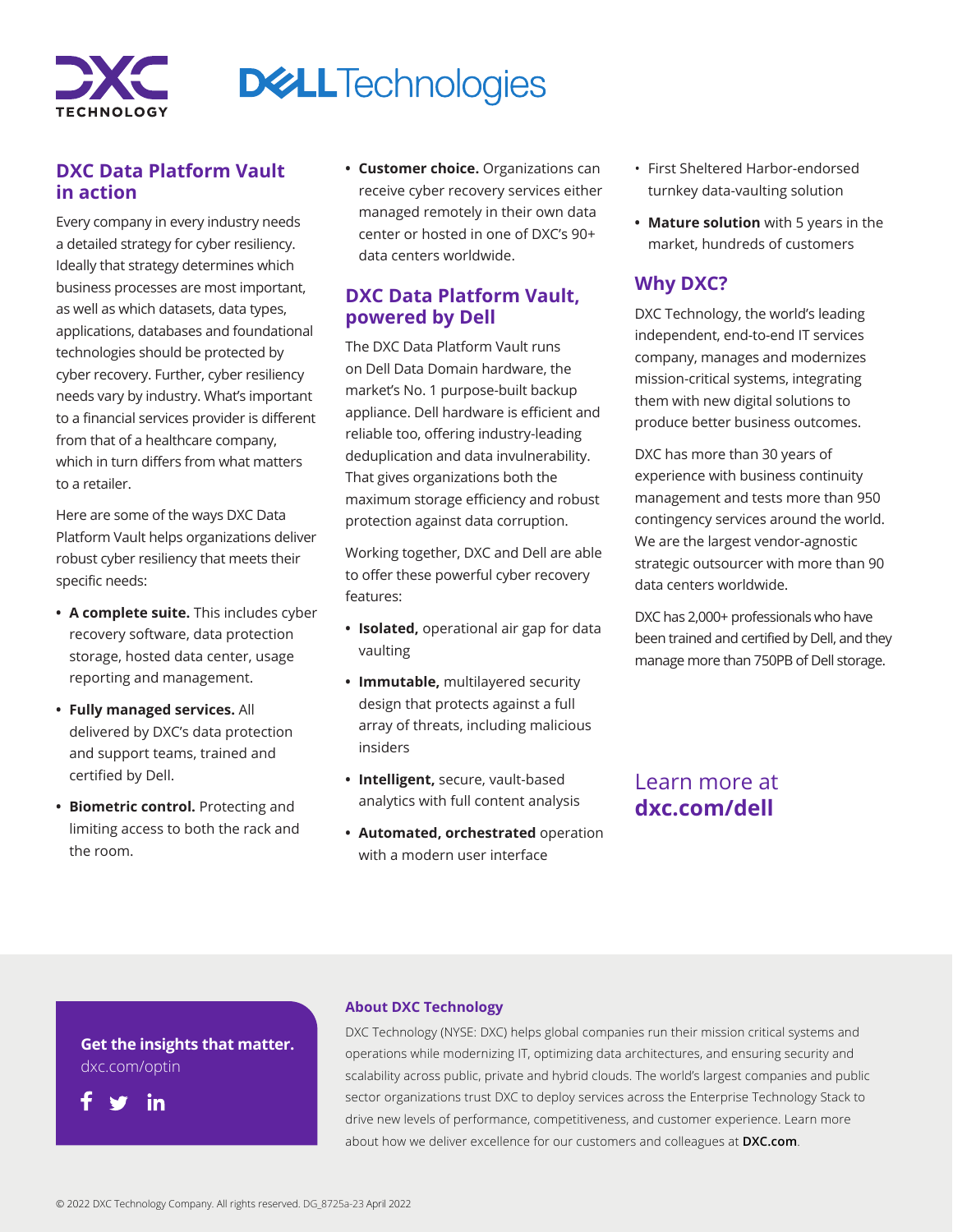## DXC Data Platform Vault in action

Every company in every industry needs a detailed strategy for cyber resiliency. Ideally that strategy determines which business processes are most important, as well as which datasets, data types, applications, databases and foundational technologies should be protected by cyber recovery. Further, cyber resiliency needs vary by industry. What's important to a financial services provider is different from that of a healthcare company, which in turn differs from what matters to a retailer.

Here are some of the ways DXC Data Platform Vault helps organizations deliver robust cyber resiliency that meets their specific needs:

- **A complete suite.** This includes cyber recovery software, data protection storage, hosted data center, usage reporting and management.
- **Fully managed services.** All delivered by DXC's data protection and support teams, trained and certified by Dell.
- **Biometric control.** Protecting and limiting access to both the rack and the room.
- **Customer choice.** Organizations can receive cyber recovery services either managed remotely in their own data center or hosted in one of DXC's 90+ data centers worldwide.

## DXC Data Platform Vault, powered by Dell

The DXC Data Platform Vault runs on Dell Data Domain hardware, the market's No. 1 purpose-built backup appliance. Dell hardware is efficient and reliable too, offering industry-leading deduplication and data invulnerability. That gives organizations both the maximum storage efficiency and robust protection against data corruption.

Working together, DXC and Dell are able to offer these powerful cyber recovery features:

- **Isolated,** operational air gap for data vaulting
- **Immutable,** multilayered security design that protects against a full array of threats, including malicious insiders
- **Intelligent,** secure, vault-based analytics with full content analysis
- **Automated, orchestrated** operation with a modern user interface
- First Sheltered Harbor-endorsed turnkey data-vaulting solution
- **Mature solution** with 5 years in the market, hundreds of customers

## Why DXC?

DXC Technology, the world's leading independent, end-to-end IT services company, manages and modernizes mission-critical systems, integrating them with new digital solutions to produce better business outcomes.

DXC has more than 30 years of experience with business continuity management and tests more than 950 contingency services around the world. We are the largest vendor-agnostic strategic outsourcer with more than 90 data centers worldwide.

DXC has 2,000+ professionals who have been trained and certified by Dell, and they manage more than 750PB of Dell storage.

Learn more at **dxc.com/dell**

**Get the insights that matter.**
dxc.com/optin

### About DXC Technology

DXC Technology (NYSE: DXC) helps global companies run their mission critical systems and operations while modernizing IT, optimizing data architectures, and ensuring security and scalability across public, private and hybrid clouds. The world's largest companies and public sector organizations trust DXC to deploy services across the Enterprise Technology Stack to drive new levels of performance, competitiveness, and customer experience. Learn more about how we deliver excellence for our customers and colleagues at **DXC.com**.

© 2022 DXC Technology Company. All rights reserved. DG_8725a-23 April 2022